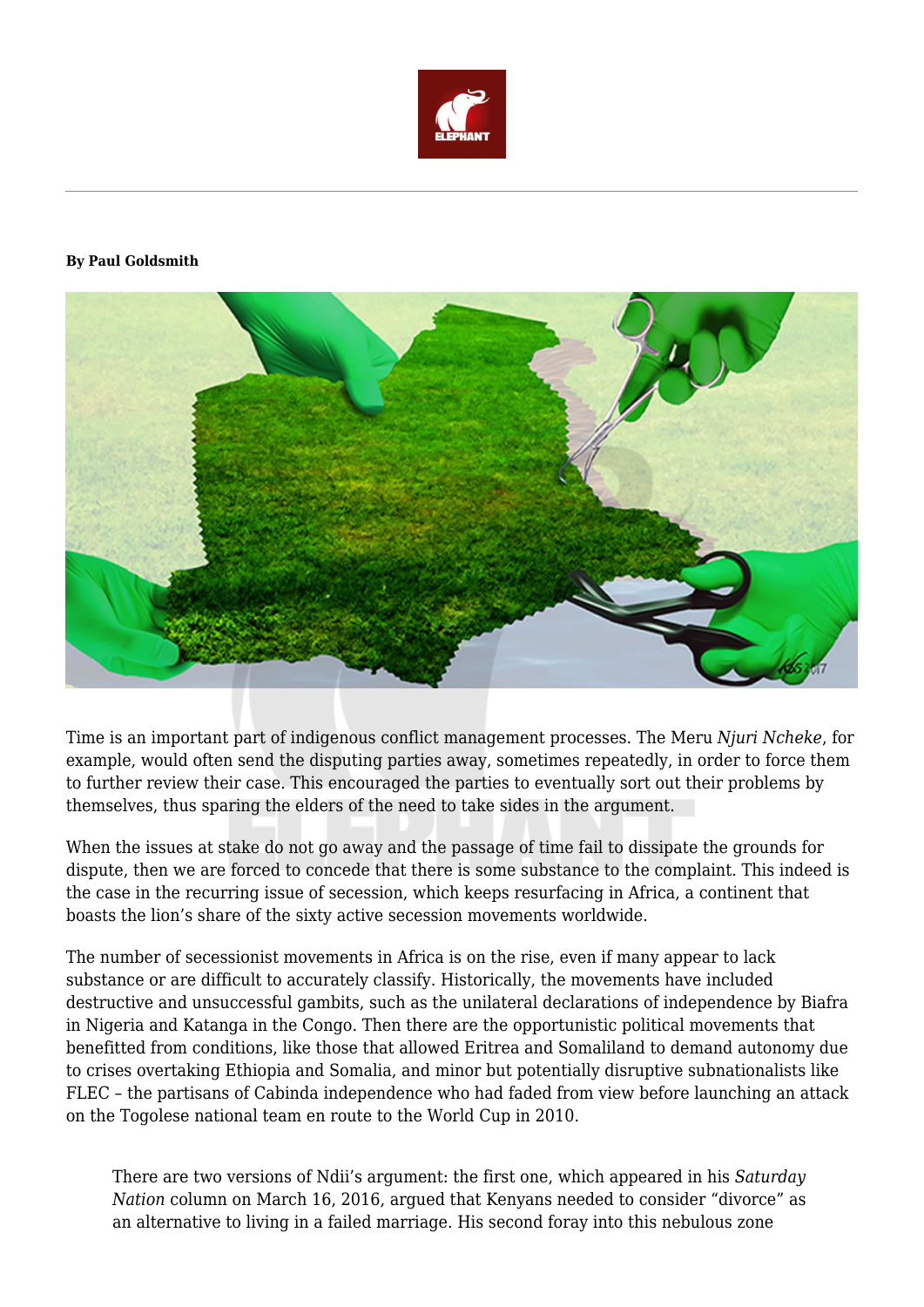**By Paul Goldsmith**

Time is an important part of indigenous conflict management processes. The Meru *Njuri Ncheke*, for example, would often send the disputing parties away, sometimes repeatedly, in order to force them to further review their case. This encouraged the parties to eventually sort out their problems by themselves, thus sparing the elders of the need to take sides in the argument.

When the issues at stake do not go away and the passage of time fail to dissipate the grounds for dispute, then we are forced to concede that there is some substance to the complaint. This indeed is the case in the recurring issue of secession, which keeps resurfacing in Africa, a continent that boasts the lion's share of the sixty active secession movements worldwide.

The number of secessionist movements in Africa is on the rise, even if many appear to lack substance or are difficult to accurately classify. Historically, the movements have included destructive and unsuccessful gambits, such as the unilateral declarations of independence by Biafra in Nigeria and Katanga in the Congo. Then there are the opportunistic political movements that benefitted from conditions, like those that allowed Eritrea and Somaliland to demand autonomy due to crises overtaking Ethiopia and Somalia, and minor but potentially disruptive subnationalists like FLEC – the partisans of Cabinda independence who had faded from view before launching an attack on the Togolese national team en route to the World Cup in 2010.

> There are two versions of Ndii's argument: the first one, which appeared in his *Saturday Nation* column on March 16, 2016, argued that Kenyans needed to consider "divorce" as an alternative to living in a failed marriage. His second foray into this nebulous zone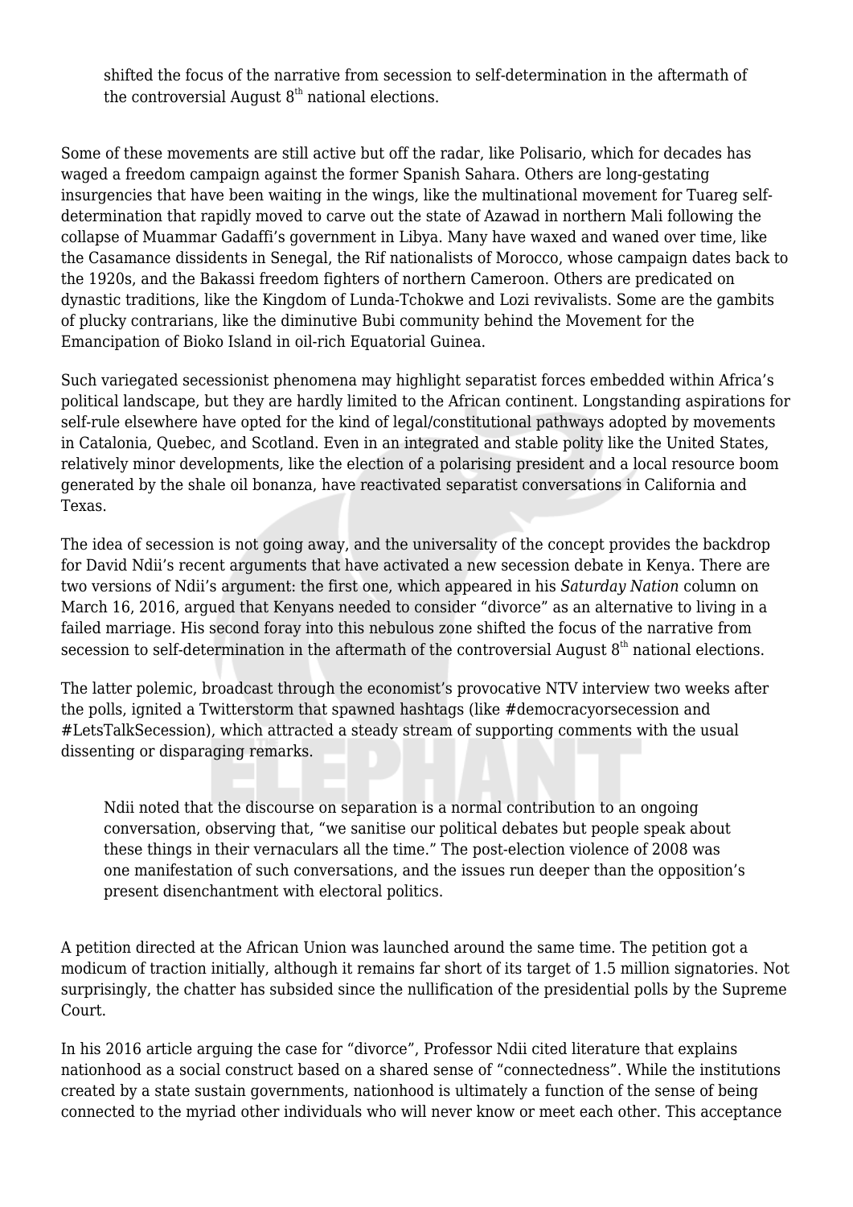> shifted the focus of the narrative from secession to self-determination in the aftermath of the controversial August 8th national elections.

Some of these movements are still active but off the radar, like Polisario, which for decades has waged a freedom campaign against the former Spanish Sahara. Others are long-gestating insurgencies that have been waiting in the wings, like the multinational movement for Tuareg self-determination that rapidly moved to carve out the state of Azawad in northern Mali following the collapse of Muammar Gadaffi's government in Libya. Many have waxed and waned over time, like the Casamance dissidents in Senegal, the Rif nationalists of Morocco, whose campaign dates back to the 1920s, and the Bakassi freedom fighters of northern Cameroon. Others are predicated on dynastic traditions, like the Kingdom of Lunda-Tchokwe and Lozi revivalists. Some are the gambits of plucky contrarians, like the diminutive Bubi community behind the Movement for the Emancipation of Bioko Island in oil-rich Equatorial Guinea.

Such variegated secessionist phenomena may highlight separatist forces embedded within Africa's political landscape, but they are hardly limited to the African continent. Longstanding aspirations for self-rule elsewhere have opted for the kind of legal/constitutional pathways adopted by movements in Catalonia, Quebec, and Scotland. Even in an integrated and stable polity like the United States, relatively minor developments, like the election of a polarising president and a local resource boom generated by the shale oil bonanza, have reactivated separatist conversations in California and Texas.

The idea of secession is not going away, and the universality of the concept provides the backdrop for David Ndii's recent arguments that have activated a new secession debate in Kenya. There are two versions of Ndii's argument: the first one, which appeared in his *Saturday Nation* column on March 16, 2016, argued that Kenyans needed to consider "divorce" as an alternative to living in a failed marriage. His second foray into this nebulous zone shifted the focus of the narrative from secession to self-determination in the aftermath of the controversial August 8th national elections.

The latter polemic, broadcast through the economist's provocative NTV interview two weeks after the polls, ignited a Twitterstorm that spawned hashtags (like #democracyorsecession and #LetsTalkSecession), which attracted a steady stream of supporting comments with the usual dissenting or disparaging remarks.

> Ndii noted that the discourse on separation is a normal contribution to an ongoing conversation, observing that, "we sanitise our political debates but people speak about these things in their vernaculars all the time." The post-election violence of 2008 was one manifestation of such conversations, and the issues run deeper than the opposition's present disenchantment with electoral politics.

A petition directed at the African Union was launched around the same time. The petition got a modicum of traction initially, although it remains far short of its target of 1.5 million signatories. Not surprisingly, the chatter has subsided since the nullification of the presidential polls by the Supreme Court.

In his 2016 article arguing the case for "divorce", Professor Ndii cited literature that explains nationhood as a social construct based on a shared sense of "connectedness". While the institutions created by a state sustain governments, nationhood is ultimately a function of the sense of being connected to the myriad other individuals who will never know or meet each other. This acceptance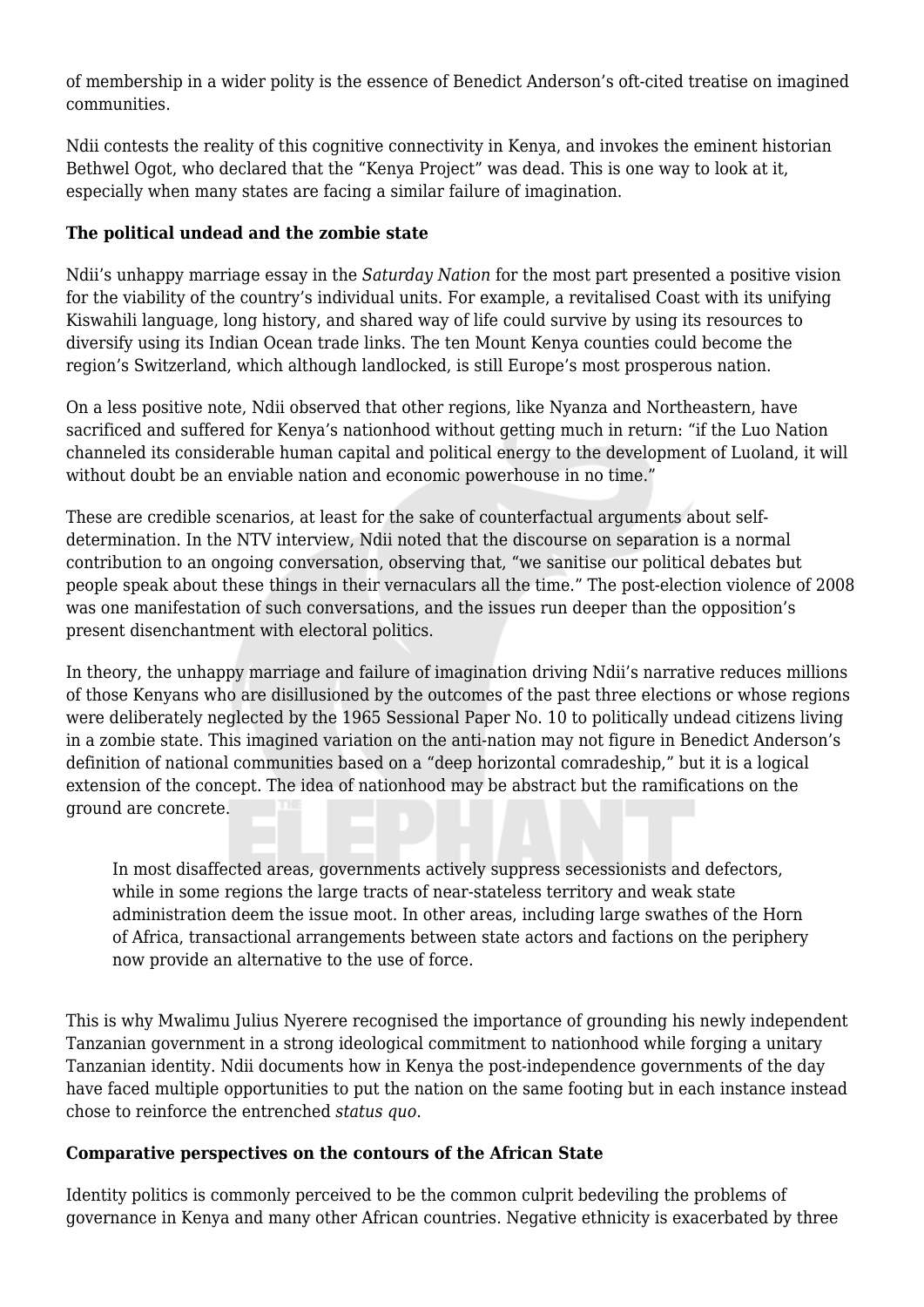of membership in a wider polity is the essence of Benedict Anderson's oft-cited treatise on imagined communities.

Ndii contests the reality of this cognitive connectivity in Kenya, and invokes the eminent historian Bethwel Ogot, who declared that the "Kenya Project" was dead. This is one way to look at it, especially when many states are facing a similar failure of imagination.

**The political undead and the zombie state**

Ndii's unhappy marriage essay in the *Saturday Nation* for the most part presented a positive vision for the viability of the country's individual units. For example, a revitalised Coast with its unifying Kiswahili language, long history, and shared way of life could survive by using its resources to diversify using its Indian Ocean trade links. The ten Mount Kenya counties could become the region's Switzerland, which although landlocked, is still Europe's most prosperous nation.

On a less positive note, Ndii observed that other regions, like Nyanza and Northeastern, have sacrificed and suffered for Kenya's nationhood without getting much in return: "if the Luo Nation channeled its considerable human capital and political energy to the development of Luoland, it will without doubt be an enviable nation and economic powerhouse in no time."

These are credible scenarios, at least for the sake of counterfactual arguments about self-determination. In the NTV interview, Ndii noted that the discourse on separation is a normal contribution to an ongoing conversation, observing that, "we sanitise our political debates but people speak about these things in their vernaculars all the time." The post-election violence of 2008 was one manifestation of such conversations, and the issues run deeper than the opposition's present disenchantment with electoral politics.

In theory, the unhappy marriage and failure of imagination driving Ndii's narrative reduces millions of those Kenyans who are disillusioned by the outcomes of the past three elections or whose regions were deliberately neglected by the 1965 Sessional Paper No. 10 to politically undead citizens living in a zombie state. This imagined variation on the anti-nation may not figure in Benedict Anderson's definition of national communities based on a "deep horizontal comradeship," but it is a logical extension of the concept. The idea of nationhood may be abstract but the ramifications on the ground are concrete.

> In most disaffected areas, governments actively suppress secessionists and defectors, while in some regions the large tracts of near-stateless territory and weak state administration deem the issue moot. In other areas, including large swathes of the Horn of Africa, transactional arrangements between state actors and factions on the periphery now provide an alternative to the use of force.

This is why Mwalimu Julius Nyerere recognised the importance of grounding his newly independent Tanzanian government in a strong ideological commitment to nationhood while forging a unitary Tanzanian identity. Ndii documents how in Kenya the post-independence governments of the day have faced multiple opportunities to put the nation on the same footing but in each instance instead chose to reinforce the entrenched *status quo*.

**Comparative perspectives on the contours of the African State**

Identity politics is commonly perceived to be the common culprit bedeviling the problems of governance in Kenya and many other African countries. Negative ethnicity is exacerbated by three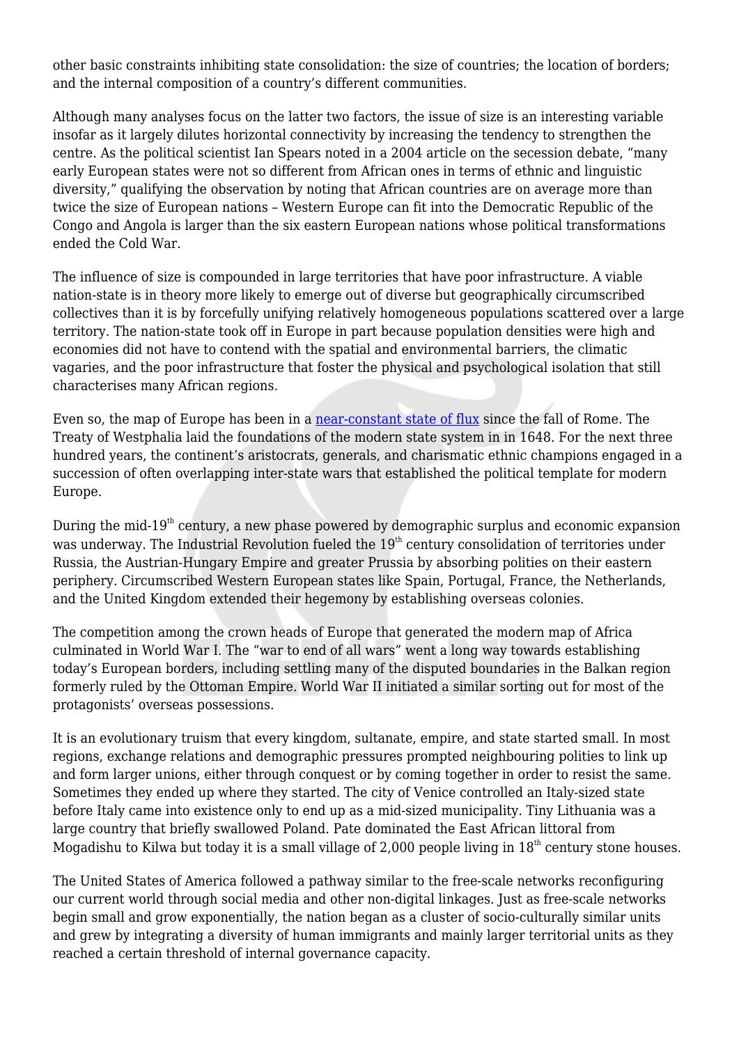other basic constraints inhibiting state consolidation: the size of countries; the location of borders; and the internal composition of a country's different communities.

Although many analyses focus on the latter two factors, the issue of size is an interesting variable insofar as it largely dilutes horizontal connectivity by increasing the tendency to strengthen the centre. As the political scientist Ian Spears noted in a 2004 article on the secession debate, "many early European states were not so different from African ones in terms of ethnic and linguistic diversity," qualifying the observation by noting that African countries are on average more than twice the size of European nations – Western Europe can fit into the Democratic Republic of the Congo and Angola is larger than the six eastern European nations whose political transformations ended the Cold War.

The influence of size is compounded in large territories that have poor infrastructure. A viable nation-state is in theory more likely to emerge out of diverse but geographically circumscribed collectives than it is by forcefully unifying relatively homogeneous populations scattered over a large territory. The nation-state took off in Europe in part because population densities were high and economies did not have to contend with the spatial and environmental barriers, the climatic vagaries, and the poor infrastructure that foster the physical and psychological isolation that still characterises many African regions.

Even so, the map of Europe has been in a near-constant state of flux since the fall of Rome. The Treaty of Westphalia laid the foundations of the modern state system in in 1648. For the next three hundred years, the continent's aristocrats, generals, and charismatic ethnic champions engaged in a succession of often overlapping inter-state wars that established the political template for modern Europe.

During the mid-19th century, a new phase powered by demographic surplus and economic expansion was underway. The Industrial Revolution fueled the 19th century consolidation of territories under Russia, the Austrian-Hungary Empire and greater Prussia by absorbing polities on their eastern periphery. Circumscribed Western European states like Spain, Portugal, France, the Netherlands, and the United Kingdom extended their hegemony by establishing overseas colonies.

The competition among the crown heads of Europe that generated the modern map of Africa culminated in World War I. The "war to end of all wars" went a long way towards establishing today's European borders, including settling many of the disputed boundaries in the Balkan region formerly ruled by the Ottoman Empire. World War II initiated a similar sorting out for most of the protagonists' overseas possessions.

It is an evolutionary truism that every kingdom, sultanate, empire, and state started small. In most regions, exchange relations and demographic pressures prompted neighbouring polities to link up and form larger unions, either through conquest or by coming together in order to resist the same. Sometimes they ended up where they started. The city of Venice controlled an Italy-sized state before Italy came into existence only to end up as a mid-sized municipality. Tiny Lithuania was a large country that briefly swallowed Poland. Pate dominated the East African littoral from Mogadishu to Kilwa but today it is a small village of 2,000 people living in 18th century stone houses.

The United States of America followed a pathway similar to the free-scale networks reconfiguring our current world through social media and other non-digital linkages. Just as free-scale networks begin small and grow exponentially, the nation began as a cluster of socio-culturally similar units and grew by integrating a diversity of human immigrants and mainly larger territorial units as they reached a certain threshold of internal governance capacity.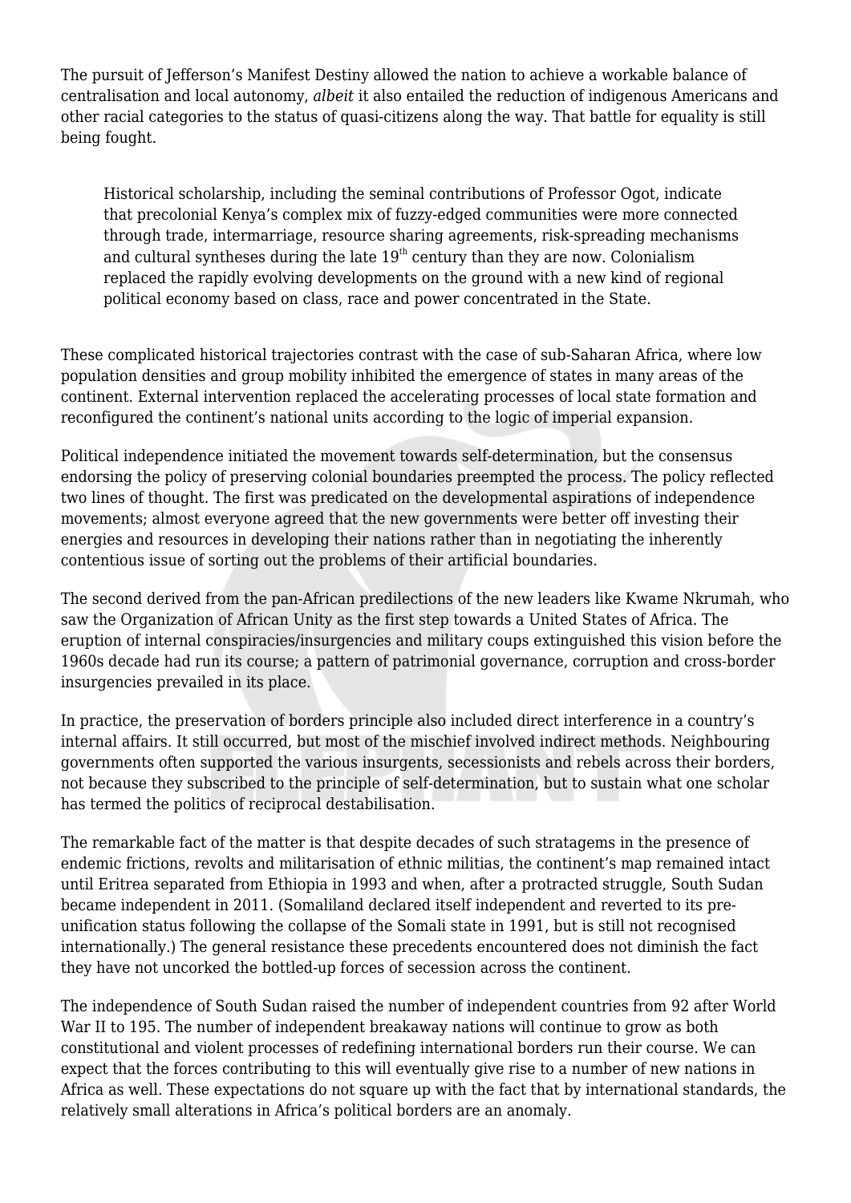The pursuit of Jefferson's Manifest Destiny allowed the nation to achieve a workable balance of centralisation and local autonomy, *albeit* it also entailed the reduction of indigenous Americans and other racial categories to the status of quasi-citizens along the way. That battle for equality is still being fought.

> Historical scholarship, including the seminal contributions of Professor Ogot, indicate that precolonial Kenya's complex mix of fuzzy-edged communities were more connected through trade, intermarriage, resource sharing agreements, risk-spreading mechanisms and cultural syntheses during the late 19th century than they are now. Colonialism replaced the rapidly evolving developments on the ground with a new kind of regional political economy based on class, race and power concentrated in the State.

These complicated historical trajectories contrast with the case of sub-Saharan Africa, where low population densities and group mobility inhibited the emergence of states in many areas of the continent. External intervention replaced the accelerating processes of local state formation and reconfigured the continent's national units according to the logic of imperial expansion.

Political independence initiated the movement towards self-determination, but the consensus endorsing the policy of preserving colonial boundaries preempted the process. The policy reflected two lines of thought. The first was predicated on the developmental aspirations of independence movements; almost everyone agreed that the new governments were better off investing their energies and resources in developing their nations rather than in negotiating the inherently contentious issue of sorting out the problems of their artificial boundaries.

The second derived from the pan-African predilections of the new leaders like Kwame Nkrumah, who saw the Organization of African Unity as the first step towards a United States of Africa. The eruption of internal conspiracies/insurgencies and military coups extinguished this vision before the 1960s decade had run its course; a pattern of patrimonial governance, corruption and cross-border insurgencies prevailed in its place.

In practice, the preservation of borders principle also included direct interference in a country's internal affairs. It still occurred, but most of the mischief involved indirect methods. Neighbouring governments often supported the various insurgents, secessionists and rebels across their borders, not because they subscribed to the principle of self-determination, but to sustain what one scholar has termed the politics of reciprocal destabilisation.

The remarkable fact of the matter is that despite decades of such stratagems in the presence of endemic frictions, revolts and militarisation of ethnic militias, the continent's map remained intact until Eritrea separated from Ethiopia in 1993 and when, after a protracted struggle, South Sudan became independent in 2011. (Somaliland declared itself independent and reverted to its pre-unification status following the collapse of the Somali state in 1991, but is still not recognised internationally.) The general resistance these precedents encountered does not diminish the fact they have not uncorked the bottled-up forces of secession across the continent.

The independence of South Sudan raised the number of independent countries from 92 after World War II to 195. The number of independent breakaway nations will continue to grow as both constitutional and violent processes of redefining international borders run their course. We can expect that the forces contributing to this will eventually give rise to a number of new nations in Africa as well. These expectations do not square up with the fact that by international standards, the relatively small alterations in Africa's political borders are an anomaly.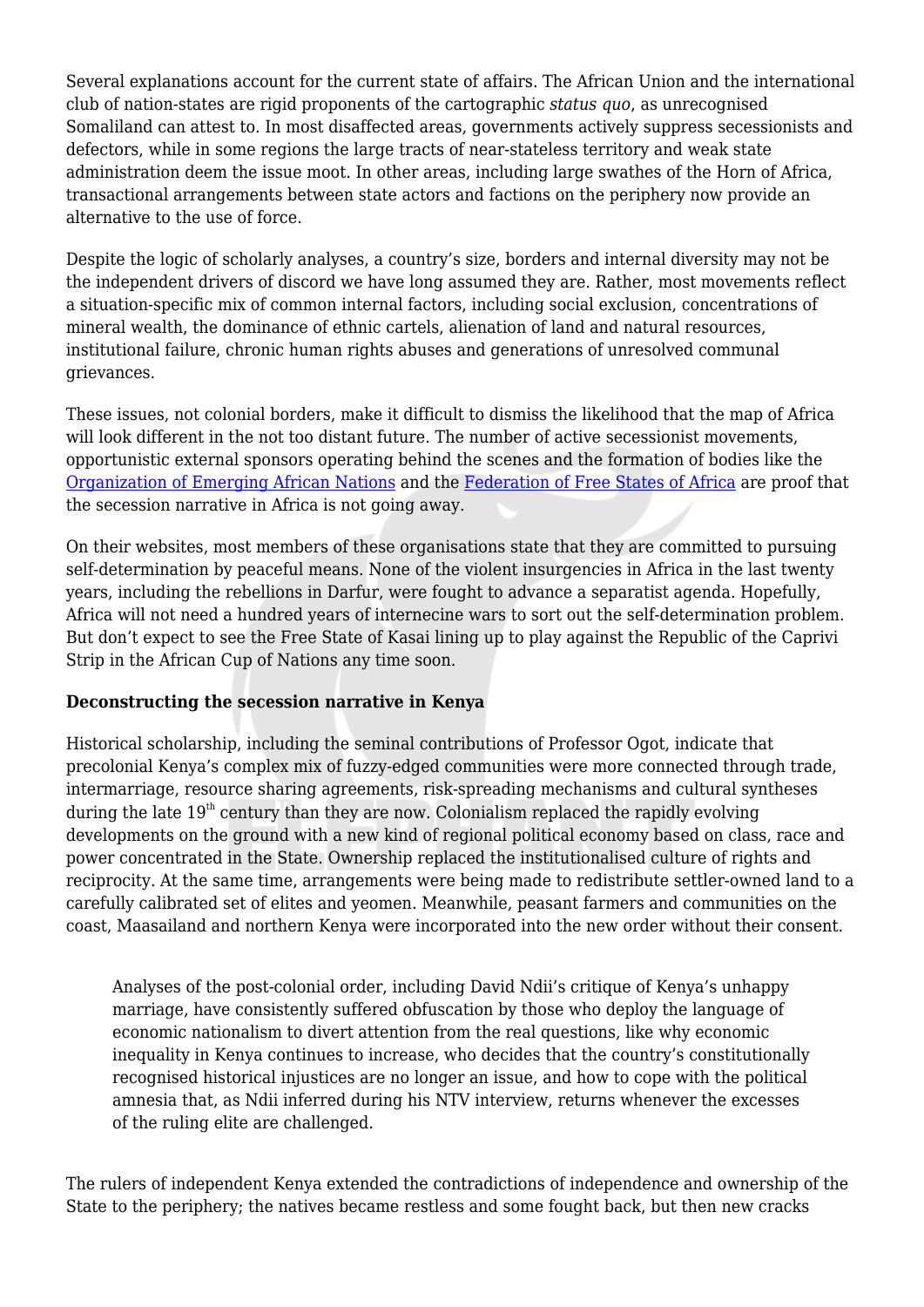Several explanations account for the current state of affairs. The African Union and the international club of nation-states are rigid proponents of the cartographic *status quo*, as unrecognised Somaliland can attest to. In most disaffected areas, governments actively suppress secessionists and defectors, while in some regions the large tracts of near-stateless territory and weak state administration deem the issue moot. In other areas, including large swathes of the Horn of Africa, transactional arrangements between state actors and factions on the periphery now provide an alternative to the use of force.

Despite the logic of scholarly analyses, a country's size, borders and internal diversity may not be the independent drivers of discord we have long assumed they are. Rather, most movements reflect a situation-specific mix of common internal factors, including social exclusion, concentrations of mineral wealth, the dominance of ethnic cartels, alienation of land and natural resources, institutional failure, chronic human rights abuses and generations of unresolved communal grievances.

These issues, not colonial borders, make it difficult to dismiss the likelihood that the map of Africa will look different in the not too distant future. The number of active secessionist movements, opportunistic external sponsors operating behind the scenes and the formation of bodies like the Organization of Emerging African Nations and the Federation of Free States of Africa are proof that the secession narrative in Africa is not going away.

On their websites, most members of these organisations state that they are committed to pursuing self-determination by peaceful means. None of the violent insurgencies in Africa in the last twenty years, including the rebellions in Darfur, were fought to advance a separatist agenda. Hopefully, Africa will not need a hundred years of internecine wars to sort out the self-determination problem. But don't expect to see the Free State of Kasai lining up to play against the Republic of the Caprivi Strip in the African Cup of Nations any time soon.

**Deconstructing the secession narrative in Kenya**

Historical scholarship, including the seminal contributions of Professor Ogot, indicate that precolonial Kenya's complex mix of fuzzy-edged communities were more connected through trade, intermarriage, resource sharing agreements, risk-spreading mechanisms and cultural syntheses during the late 19th century than they are now. Colonialism replaced the rapidly evolving developments on the ground with a new kind of regional political economy based on class, race and power concentrated in the State. Ownership replaced the institutionalised culture of rights and reciprocity. At the same time, arrangements were being made to redistribute settler-owned land to a carefully calibrated set of elites and yeomen. Meanwhile, peasant farmers and communities on the coast, Maasailand and northern Kenya were incorporated into the new order without their consent.

> Analyses of the post-colonial order, including David Ndii's critique of Kenya's unhappy marriage, have consistently suffered obfuscation by those who deploy the language of economic nationalism to divert attention from the real questions, like why economic inequality in Kenya continues to increase, who decides that the country's constitutionally recognised historical injustices are no longer an issue, and how to cope with the political amnesia that, as Ndii inferred during his NTV interview, returns whenever the excesses of the ruling elite are challenged.

The rulers of independent Kenya extended the contradictions of independence and ownership of the State to the periphery; the natives became restless and some fought back, but then new cracks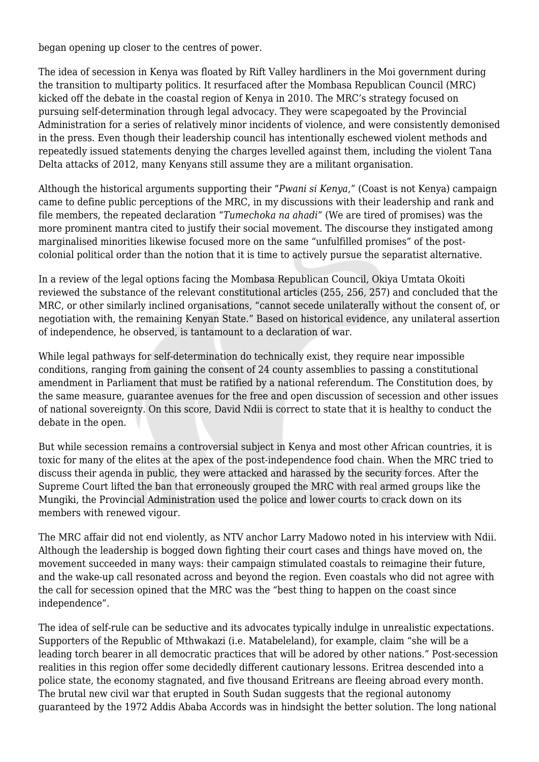began opening up closer to the centres of power.

The idea of secession in Kenya was floated by Rift Valley hardliners in the Moi government during the transition to multiparty politics. It resurfaced after the Mombasa Republican Council (MRC) kicked off the debate in the coastal region of Kenya in 2010. The MRC's strategy focused on pursuing self-determination through legal advocacy. They were scapegoated by the Provincial Administration for a series of relatively minor incidents of violence, and were consistently demonised in the press. Even though their leadership council has intentionally eschewed violent methods and repeatedly issued statements denying the charges levelled against them, including the violent Tana Delta attacks of 2012, many Kenyans still assume they are a militant organisation.

Although the historical arguments supporting their "*Pwani si Kenya*," (Coast is not Kenya) campaign came to define public perceptions of the MRC, in my discussions with their leadership and rank and file members, the repeated declaration "*Tumechoka na ahadi*" (We are tired of promises) was the more prominent mantra cited to justify their social movement. The discourse they instigated among marginalised minorities likewise focused more on the same "unfulfilled promises" of the post-colonial political order than the notion that it is time to actively pursue the separatist alternative.

In a review of the legal options facing the Mombasa Republican Council, Okiya Umtata Okoiti reviewed the substance of the relevant constitutional articles (255, 256, 257) and concluded that the MRC, or other similarly inclined organisations, "cannot secede unilaterally without the consent of, or negotiation with, the remaining Kenyan State." Based on historical evidence, any unilateral assertion of independence, he observed, is tantamount to a declaration of war.

While legal pathways for self-determination do technically exist, they require near impossible conditions, ranging from gaining the consent of 24 county assemblies to passing a constitutional amendment in Parliament that must be ratified by a national referendum. The Constitution does, by the same measure, guarantee avenues for the free and open discussion of secession and other issues of national sovereignty. On this score, David Ndii is correct to state that it is healthy to conduct the debate in the open.

But while secession remains a controversial subject in Kenya and most other African countries, it is toxic for many of the elites at the apex of the post-independence food chain. When the MRC tried to discuss their agenda in public, they were attacked and harassed by the security forces. After the Supreme Court lifted the ban that erroneously grouped the MRC with real armed groups like the Mungiki, the Provincial Administration used the police and lower courts to crack down on its members with renewed vigour.

The MRC affair did not end violently, as NTV anchor Larry Madowo noted in his interview with Ndii. Although the leadership is bogged down fighting their court cases and things have moved on, the movement succeeded in many ways: their campaign stimulated coastals to reimagine their future, and the wake-up call resonated across and beyond the region. Even coastals who did not agree with the call for secession opined that the MRC was the "best thing to happen on the coast since independence".

The idea of self-rule can be seductive and its advocates typically indulge in unrealistic expectations. Supporters of the Republic of Mthwakazi (i.e. Matabeleland), for example, claim "she will be a leading torch bearer in all democratic practices that will be adored by other nations." Post-secession realities in this region offer some decidedly different cautionary lessons. Eritrea descended into a police state, the economy stagnated, and five thousand Eritreans are fleeing abroad every month. The brutal new civil war that erupted in South Sudan suggests that the regional autonomy guaranteed by the 1972 Addis Ababa Accords was in hindsight the better solution. The long national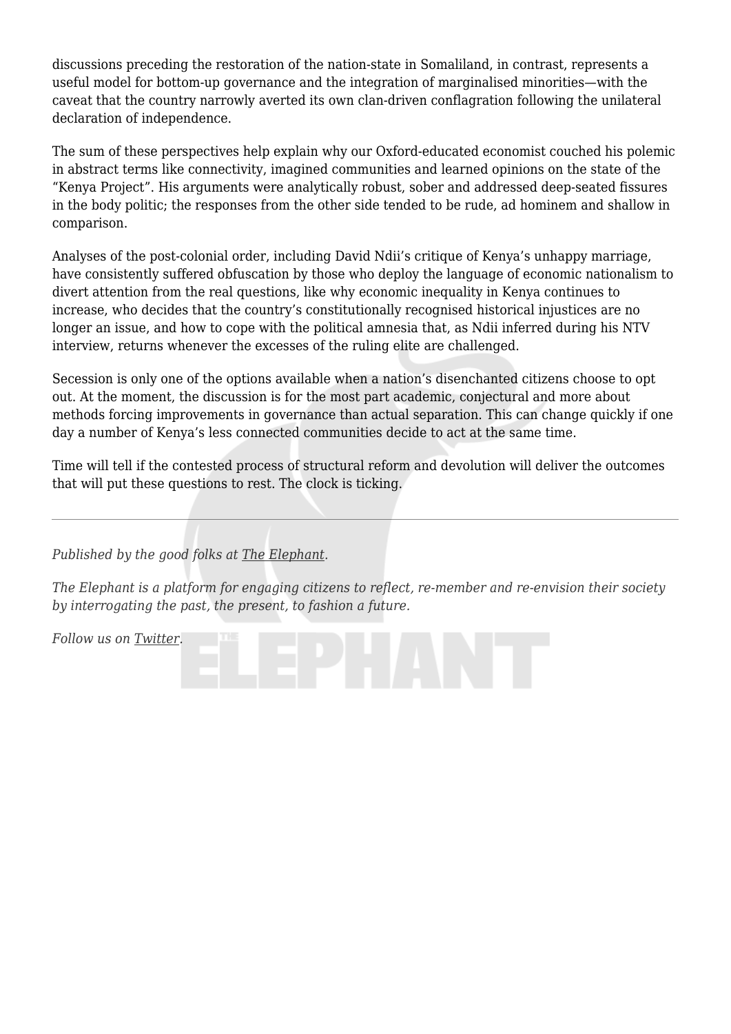discussions preceding the restoration of the nation-state in Somaliland, in contrast, represents a useful model for bottom-up governance and the integration of marginalised minorities—with the caveat that the country narrowly averted its own clan-driven conflagration following the unilateral declaration of independence.

The sum of these perspectives help explain why our Oxford-educated economist couched his polemic in abstract terms like connectivity, imagined communities and learned opinions on the state of the "Kenya Project". His arguments were analytically robust, sober and addressed deep-seated fissures in the body politic; the responses from the other side tended to be rude, ad hominem and shallow in comparison.

Analyses of the post-colonial order, including David Ndii's critique of Kenya's unhappy marriage, have consistently suffered obfuscation by those who deploy the language of economic nationalism to divert attention from the real questions, like why economic inequality in Kenya continues to increase, who decides that the country's constitutionally recognised historical injustices are no longer an issue, and how to cope with the political amnesia that, as Ndii inferred during his NTV interview, returns whenever the excesses of the ruling elite are challenged.

Secession is only one of the options available when a nation's disenchanted citizens choose to opt out. At the moment, the discussion is for the most part academic, conjectural and more about methods forcing improvements in governance than actual separation. This can change quickly if one day a number of Kenya's less connected communities decide to act at the same time.

Time will tell if the contested process of structural reform and devolution will deliver the outcomes that will put these questions to rest. The clock is ticking.

---

*Published by the good folks at The Elephant.*

*The Elephant is a platform for engaging citizens to reflect, re-member and re-envision their society by interrogating the past, the present, to fashion a future.*

*Follow us on Twitter.*